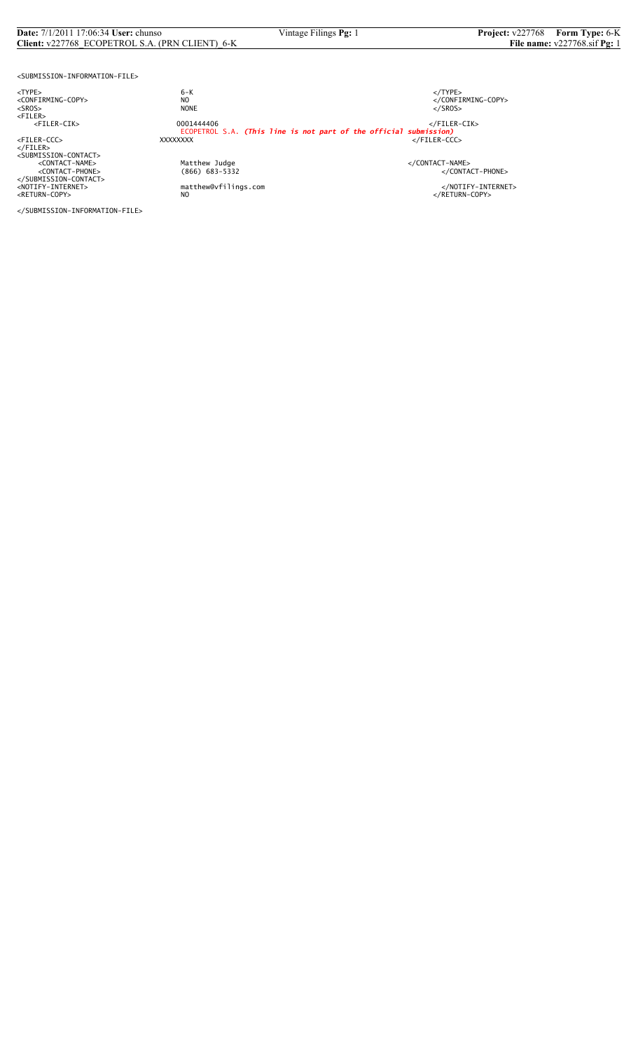```
<SUBMISSION-INFORMATION-FILE>

<TYPE>                      6-K                                                               </TYPE>
<CONFIRMING-COPY>           NO                                                                </CONFIRMING-COPY>
<SROS>                      NONE                                                              </SROS>
<FILER>
    <FILER-CIK>             0001444406                                                        </FILER-CIK>
                            ECOPETROL S.A. (This line is not part of the official submission)
<FILER-CCC>                 XXXXXXXX                                                          </FILER-CCC>
</FILER>
<SUBMISSION-CONTACT>
    <CONTACT-NAME>          Matthew Judge                                                     </CONTACT-NAME>
    <CONTACT-PHONE>         (866) 683-5332                                                    </CONTACT-PHONE>
</SUBMISSION-CONTACT>
<NOTIFY-INTERNET>           matthew@vfilings.com                                              </NOTIFY-INTERNET>
<RETURN-COPY>               NO                                                                </RETURN-COPY>

</SUBMISSION-INFORMATION-FILE>
```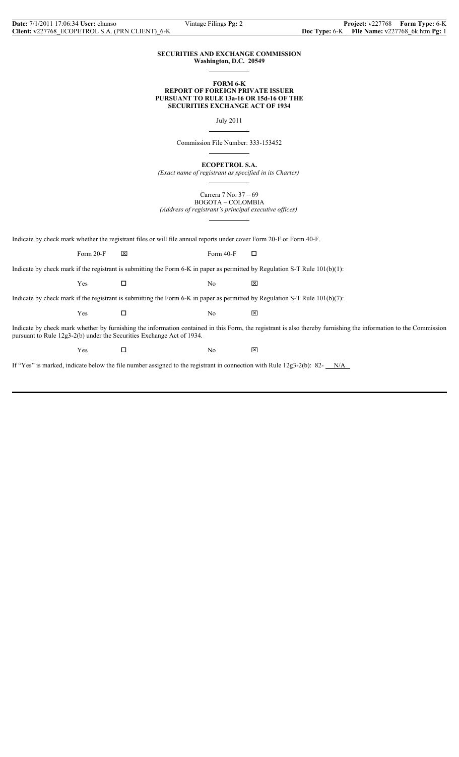**SECURITIES AND EXCHANGE COMMISSION**
**Washington, D.C. 20549**

**FORM 6-K**
**REPORT OF FOREIGN PRIVATE ISSUER**
**PURSUANT TO RULE 13a-16 OR 15d-16 OF THE**
**SECURITIES EXCHANGE ACT OF 1934**

July 2011

Commission File Number: 333-153452

**ECOPETROL S.A.**
*(Exact name of registrant as specified in its Charter)*

Carrera 7 No. 37 – 69
BOGOTA – COLOMBIA
*(Address of registrant's principal executive offices)*

Indicate by check mark whether the registrant files or will file annual reports under cover Form 20-F or Form 40-F.

Form 20-F ☒ Form 40-F ☐

Indicate by check mark if the registrant is submitting the Form 6-K in paper as permitted by Regulation S-T Rule 101(b)(1):

Yes ☐ No ☒

Indicate by check mark if the registrant is submitting the Form 6-K in paper as permitted by Regulation S-T Rule 101(b)(7):

Yes ☐ No ☒

Indicate by check mark whether by furnishing the information contained in this Form, the registrant is also thereby furnishing the information to the Commission pursuant to Rule 12g3-2(b) under the Securities Exchange Act of 1934.

Yes ☐ No ☒

If "Yes" is marked, indicate below the file number assigned to the registrant in connection with Rule 12g3-2(b): 82- N/A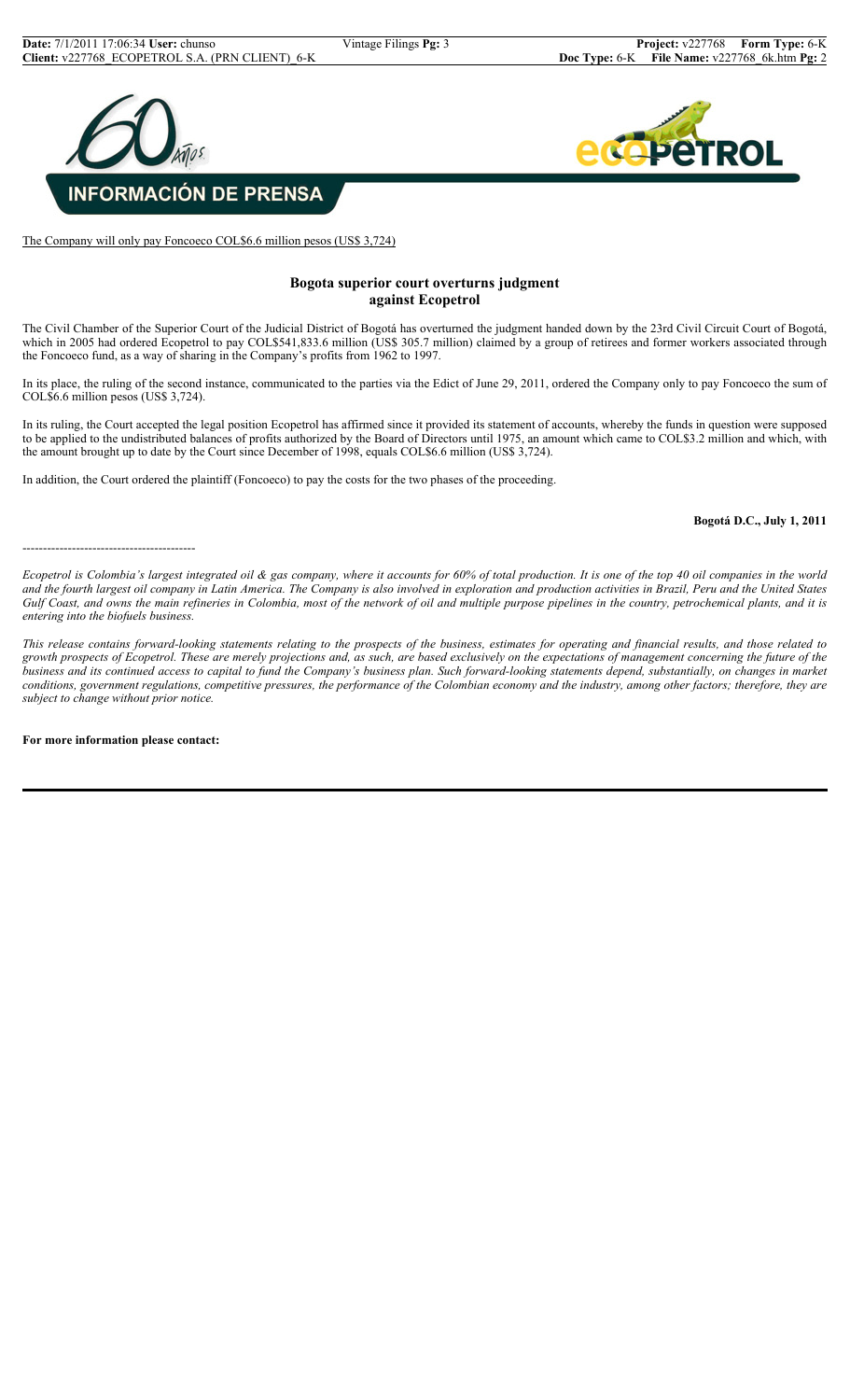**INFORMACIÓN DE PRENSA**

The Company will only pay Foncoeco COL$6.6 million pesos (US$ 3,724)

## Bogota superior court overturns judgment against Ecopetrol

The Civil Chamber of the Superior Court of the Judicial District of Bogotá has overturned the judgment handed down by the 23rd Civil Circuit Court of Bogotá, which in 2005 had ordered Ecopetrol to pay COL$541,833.6 million (US$ 305.7 million) claimed by a group of retirees and former workers associated through the Foncoeco fund, as a way of sharing in the Company's profits from 1962 to 1997.

In its place, the ruling of the second instance, communicated to the parties via the Edict of June 29, 2011, ordered the Company only to pay Foncoeco the sum of COL$6.6 million pesos (US$ 3,724).

In its ruling, the Court accepted the legal position Ecopetrol has affirmed since it provided its statement of accounts, whereby the funds in question were supposed to be applied to the undistributed balances of profits authorized by the Board of Directors until 1975, an amount which came to COL$3.2 million and which, with the amount brought up to date by the Court since December of 1998, equals COL$6.6 million (US$ 3,724).

In addition, the Court ordered the plaintiff (Foncoeco) to pay the costs for the two phases of the proceeding.

**Bogotá D.C., July 1, 2011**

-----------------------------------------

*Ecopetrol is Colombia's largest integrated oil & gas company, where it accounts for 60% of total production. It is one of the top 40 oil companies in the world and the fourth largest oil company in Latin America. The Company is also involved in exploration and production activities in Brazil, Peru and the United States Gulf Coast, and owns the main refineries in Colombia, most of the network of oil and multiple purpose pipelines in the country, petrochemical plants, and it is entering into the biofuels business.*

*This release contains forward-looking statements relating to the prospects of the business, estimates for operating and financial results, and those related to growth prospects of Ecopetrol. These are merely projections and, as such, are based exclusively on the expectations of management concerning the future of the business and its continued access to capital to fund the Company's business plan. Such forward-looking statements depend, substantially, on changes in market conditions, government regulations, competitive pressures, the performance of the Colombian economy and the industry, among other factors; therefore, they are subject to change without prior notice.*

**For more information please contact:**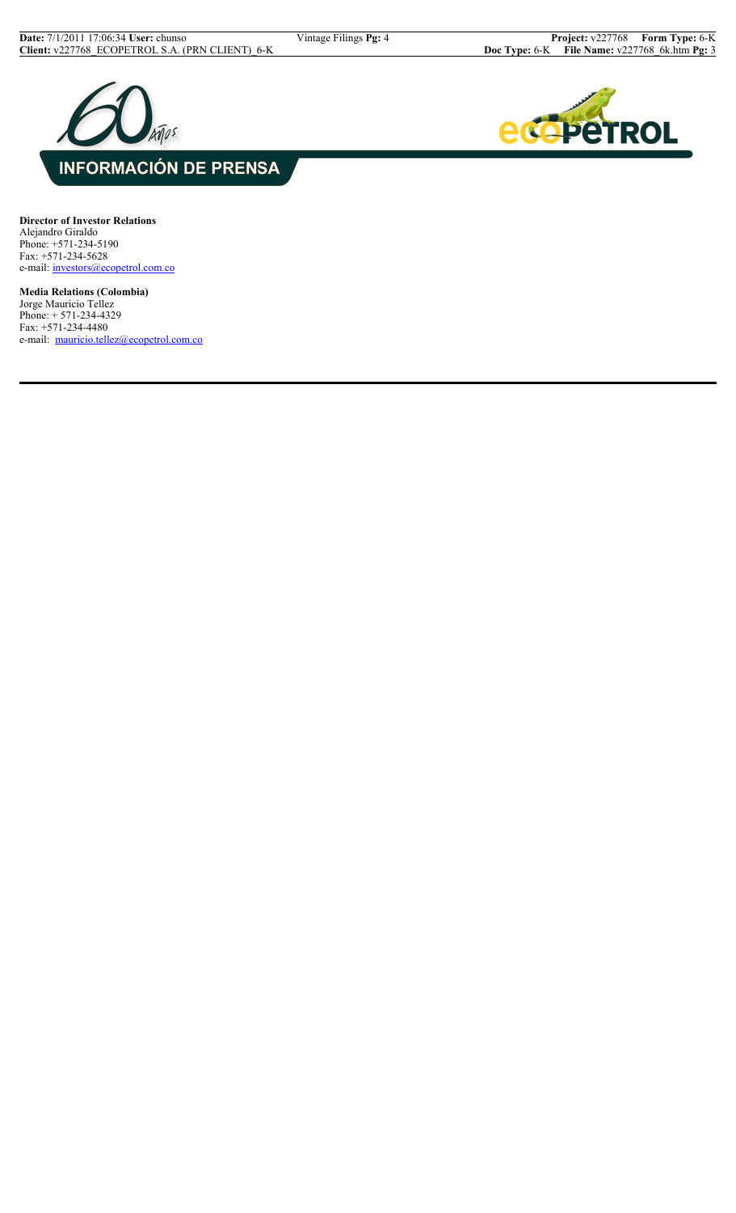# INFORMACIÓN DE PRENSA

**Director of Investor Relations**
Alejandro Giraldo
Phone: +571-234-5190
Fax: +571-234-5628
e-mail: investors@ecopetrol.com.co

**Media Relations (Colombia)**
Jorge Mauricio Tellez
Phone: + 571-234-4329
Fax: +571-234-4480
e-mail: mauricio.tellez@ecopetrol.com.co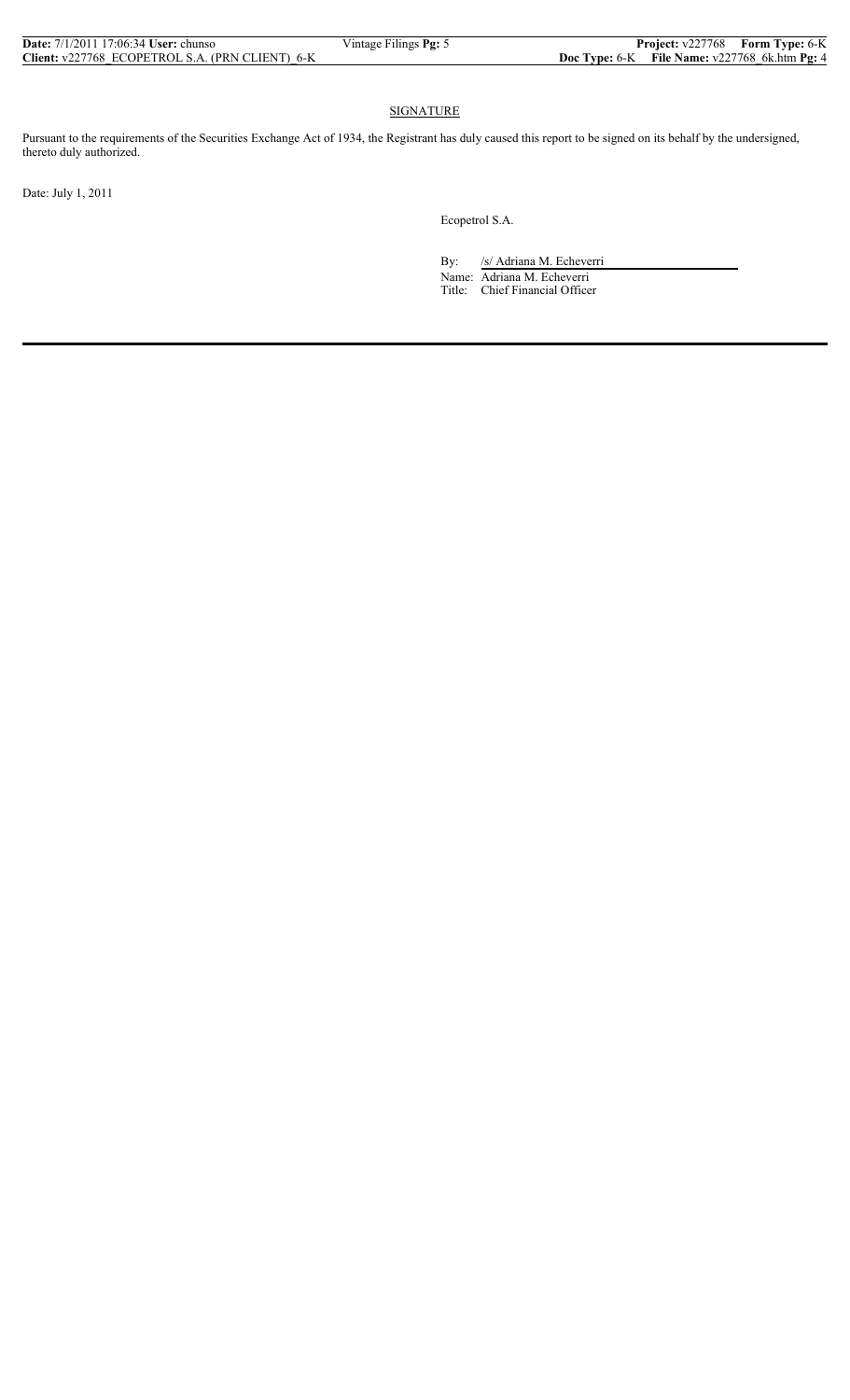## SIGNATURE

Pursuant to the requirements of the Securities Exchange Act of 1934, the Registrant has duly caused this report to be signed on its behalf by the undersigned, thereto duly authorized.

Date: July 1, 2011

Ecopetrol S.A.

By: /s/ Adriana M. Echeverri

Name: Adriana M. Echeverri

Title: Chief Financial Officer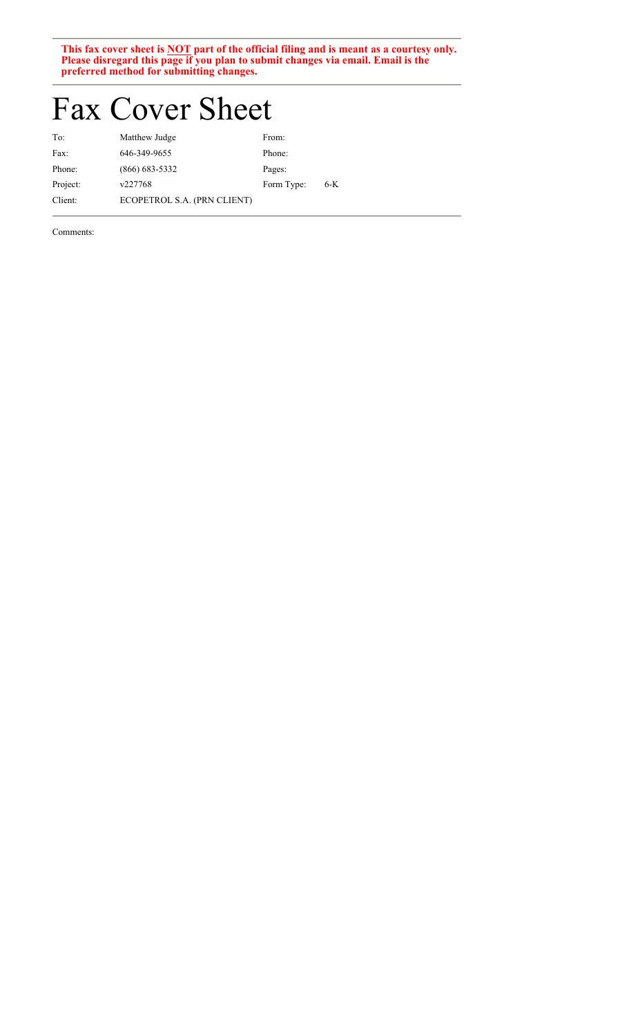**This fax cover sheet is NOT part of the official filing and is meant as a courtesy only. Please disregard this page if you plan to submit changes via email. Email is the preferred method for submitting changes.**

# Fax Cover Sheet

| | | | |
|---|---|---|---|
| To: | Matthew Judge | From: | |
| Fax: | 646-349-9655 | Phone: | |
| Phone: | (866) 683-5332 | Pages: | |
| Project: | v227768 | Form Type: | 6-K |
| Client: | ECOPETROL S.A. (PRN CLIENT) | | |

Comments: